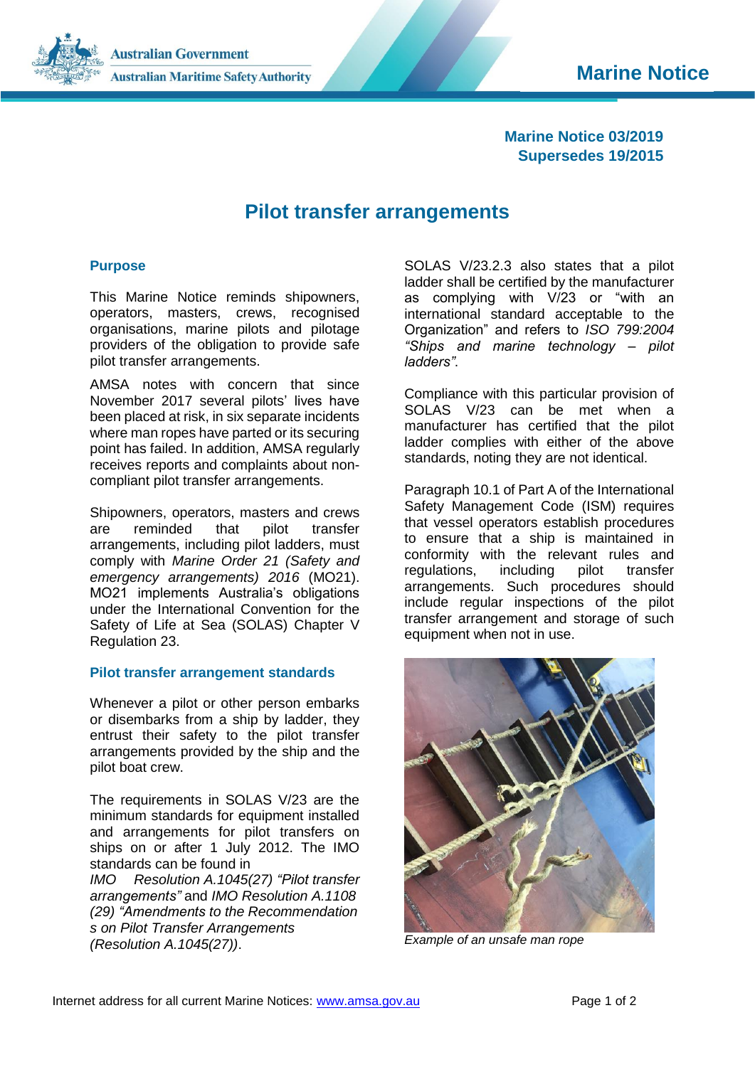Australian Government
Australian Maritime Safety Authority

**Marine Notice**

**Marine Notice 03/2019**
**Supersedes 19/2015**

# Pilot transfer arrangements

## Purpose

This Marine Notice reminds shipowners, operators, masters, crews, recognised organisations, marine pilots and pilotage providers of the obligation to provide safe pilot transfer arrangements.

AMSA notes with concern that since November 2017 several pilots' lives have been placed at risk, in six separate incidents where man ropes have parted or its securing point has failed. In addition, AMSA regularly receives reports and complaints about non-compliant pilot transfer arrangements.

Shipowners, operators, masters and crews are reminded that pilot transfer arrangements, including pilot ladders, must comply with *Marine Order 21 (Safety and emergency arrangements) 2016* (MO21). MO21 implements Australia's obligations under the International Convention for the Safety of Life at Sea (SOLAS) Chapter V Regulation 23.

## Pilot transfer arrangement standards

Whenever a pilot or other person embarks or disembarks from a ship by ladder, they entrust their safety to the pilot transfer arrangements provided by the ship and the pilot boat crew.

The requirements in SOLAS V/23 are the minimum standards for equipment installed and arrangements for pilot transfers on ships on or after 1 July 2012. The IMO standards can be found in *IMO Resolution A.1045(27) "Pilot transfer arrangements"* and *IMO Resolution A.1108 (29) "Amendments to the Recommendation s on Pilot Transfer Arrangements (Resolution A.1045(27))*.

SOLAS V/23.2.3 also states that a pilot ladder shall be certified by the manufacturer as complying with V/23 or "with an international standard acceptable to the Organization" and refers to *ISO 799:2004 "Ships and marine technology – pilot ladders"*.

Compliance with this particular provision of SOLAS V/23 can be met when a manufacturer has certified that the pilot ladder complies with either of the above standards, noting they are not identical.

Paragraph 10.1 of Part A of the International Safety Management Code (ISM) requires that vessel operators establish procedures to ensure that a ship is maintained in conformity with the relevant rules and regulations, including pilot transfer arrangements. Such procedures should include regular inspections of the pilot transfer arrangement and storage of such equipment when not in use.

*Example of an unsafe man rope*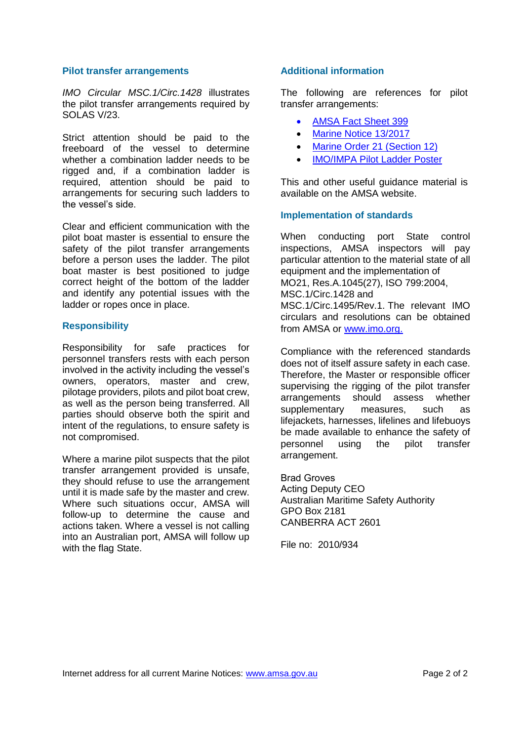## Pilot transfer arrangements

*IMO Circular MSC.1/Circ.1428* illustrates the pilot transfer arrangements required by SOLAS V/23.

Strict attention should be paid to the freeboard of the vessel to determine whether a combination ladder needs to be rigged and, if a combination ladder is required, attention should be paid to arrangements for securing such ladders to the vessel's side.

Clear and efficient communication with the pilot boat master is essential to ensure the safety of the pilot transfer arrangements before a person uses the ladder. The pilot boat master is best positioned to judge correct height of the bottom of the ladder and identify any potential issues with the ladder or ropes once in place.

## Responsibility

Responsibility for safe practices for personnel transfers rests with each person involved in the activity including the vessel's owners, operators, master and crew, pilotage providers, pilots and pilot boat crew, as well as the person being transferred. All parties should observe both the spirit and intent of the regulations, to ensure safety is not compromised.

Where a marine pilot suspects that the pilot transfer arrangement provided is unsafe, they should refuse to use the arrangement until it is made safe by the master and crew. Where such situations occur, AMSA will follow-up to determine the cause and actions taken. Where a vessel is not calling into an Australian port, AMSA will follow up with the flag State.

## Additional information

The following are references for pilot transfer arrangements:

- AMSA Fact Sheet 399
- Marine Notice 13/2017
- Marine Order 21 (Section 12)
- IMO/IMPA Pilot Ladder Poster

This and other useful guidance material is available on the AMSA website.

## Implementation of standards

When conducting port State control inspections, AMSA inspectors will pay particular attention to the material state of all equipment and the implementation of MO21, Res.A.1045(27), ISO 799:2004, MSC.1/Circ.1428 and MSC.1/Circ.1495/Rev.1. The relevant IMO circulars and resolutions can be obtained from AMSA or www.imo.org.

Compliance with the referenced standards does not of itself assure safety in each case. Therefore, the Master or responsible officer supervising the rigging of the pilot transfer arrangements should assess whether supplementary measures, such as lifejackets, harnesses, lifelines and lifebuoys be made available to enhance the safety of personnel using the pilot transfer arrangement.

Brad Groves
Acting Deputy CEO
Australian Maritime Safety Authority
GPO Box 2181
CANBERRA ACT 2601

File no: 2010/934

Internet address for all current Marine Notices: www.amsa.gov.au